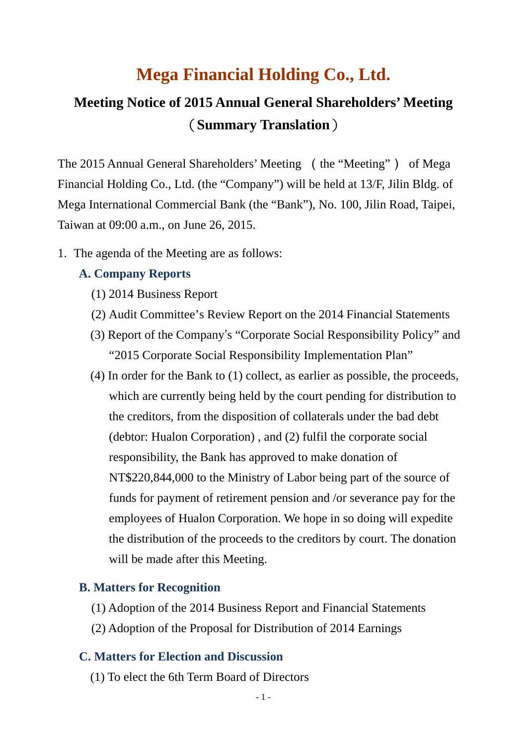# Mega Financial Holding Co., Ltd.

## Meeting Notice of 2015 Annual General Shareholders' Meeting（Summary Translation）

The 2015 Annual General Shareholders' Meeting （the "Meeting"） of Mega Financial Holding Co., Ltd. (the "Company") will be held at 13/F, Jilin Bldg. of Mega International Commercial Bank (the "Bank"), No. 100, Jilin Road, Taipei, Taiwan at 09:00 a.m., on June 26, 2015.

1. The agenda of the Meeting are as follows:

### A. Company Reports

(1) 2014 Business Report

(2) Audit Committee's Review Report on the 2014 Financial Statements

(3) Report of the Company's "Corporate Social Responsibility Policy" and "2015 Corporate Social Responsibility Implementation Plan"

(4) In order for the Bank to (1) collect, as earlier as possible, the proceeds, which are currently being held by the court pending for distribution to the creditors, from the disposition of collaterals under the bad debt (debtor: Hualon Corporation) , and (2) fulfil the corporate social responsibility, the Bank has approved to make donation of NT$220,844,000 to the Ministry of Labor being part of the source of funds for payment of retirement pension and /or severance pay for the employees of Hualon Corporation. We hope in so doing will expedite the distribution of the proceeds to the creditors by court. The donation will be made after this Meeting.

### B. Matters for Recognition

(1) Adoption of the 2014 Business Report and Financial Statements

(2) Adoption of the Proposal for Distribution of 2014 Earnings

### C. Matters for Election and Discussion

(1) To elect the 6th Term Board of Directors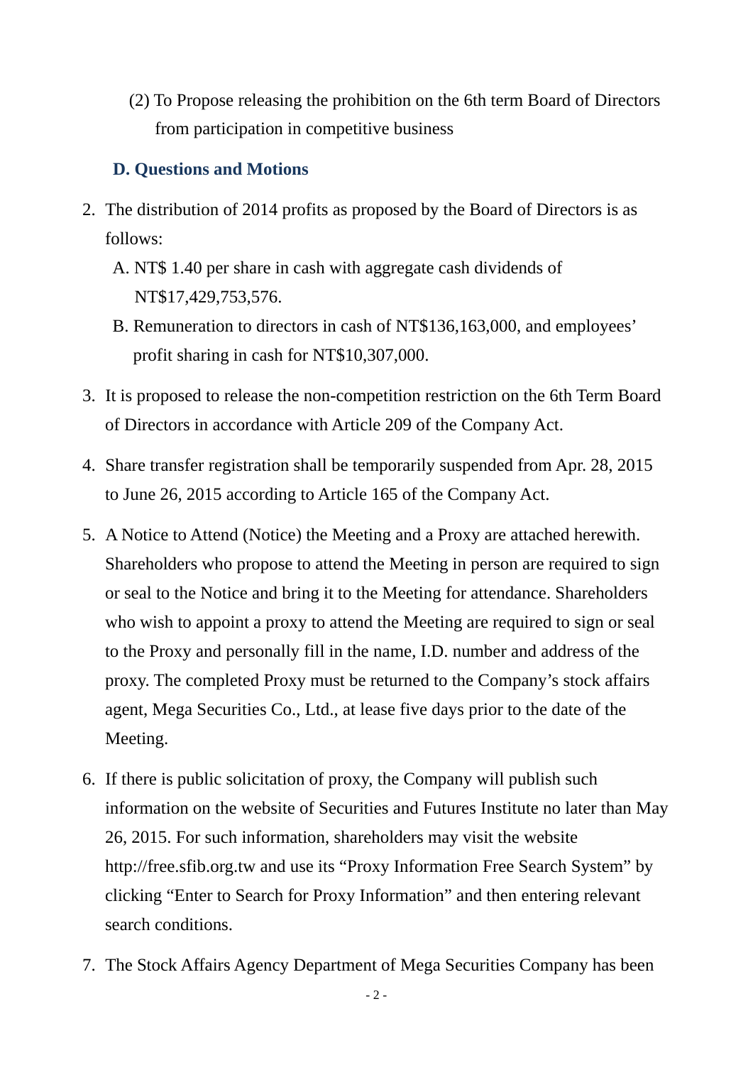(2) To Propose releasing the prohibition on the 6th term Board of Directors from participation in competitive business

**D. Questions and Motions**

2. The distribution of 2014 profits as proposed by the Board of Directors is as follows:

   A. NT$ 1.40 per share in cash with aggregate cash dividends of NT$17,429,753,576.

   B. Remuneration to directors in cash of NT$136,163,000, and employees' profit sharing in cash for NT$10,307,000.

3. It is proposed to release the non-competition restriction on the 6th Term Board of Directors in accordance with Article 209 of the Company Act.

4. Share transfer registration shall be temporarily suspended from Apr. 28, 2015 to June 26, 2015 according to Article 165 of the Company Act.

5. A Notice to Attend (Notice) the Meeting and a Proxy are attached herewith. Shareholders who propose to attend the Meeting in person are required to sign or seal to the Notice and bring it to the Meeting for attendance. Shareholders who wish to appoint a proxy to attend the Meeting are required to sign or seal to the Proxy and personally fill in the name, I.D. number and address of the proxy. The completed Proxy must be returned to the Company's stock affairs agent, Mega Securities Co., Ltd., at lease five days prior to the date of the Meeting.

6. If there is public solicitation of proxy, the Company will publish such information on the website of Securities and Futures Institute no later than May 26, 2015. For such information, shareholders may visit the website http://free.sfib.org.tw and use its "Proxy Information Free Search System" by clicking "Enter to Search for Proxy Information" and then entering relevant search conditions.

7. The Stock Affairs Agency Department of Mega Securities Company has been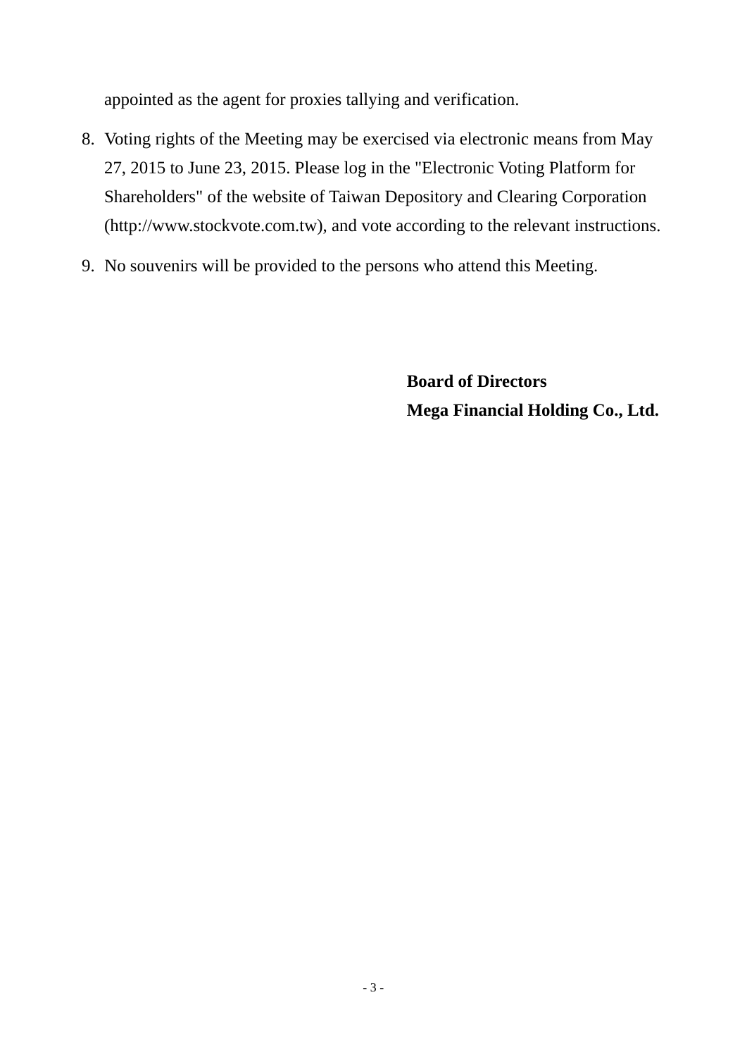appointed as the agent for proxies tallying and verification.

8. Voting rights of the Meeting may be exercised via electronic means from May 27, 2015 to June 23, 2015. Please log in the "Electronic Voting Platform for Shareholders" of the website of Taiwan Depository and Clearing Corporation (http://www.stockvote.com.tw), and vote according to the relevant instructions.
9. No souvenirs will be provided to the persons who attend this Meeting.

**Board of Directors**
**Mega Financial Holding Co., Ltd.**